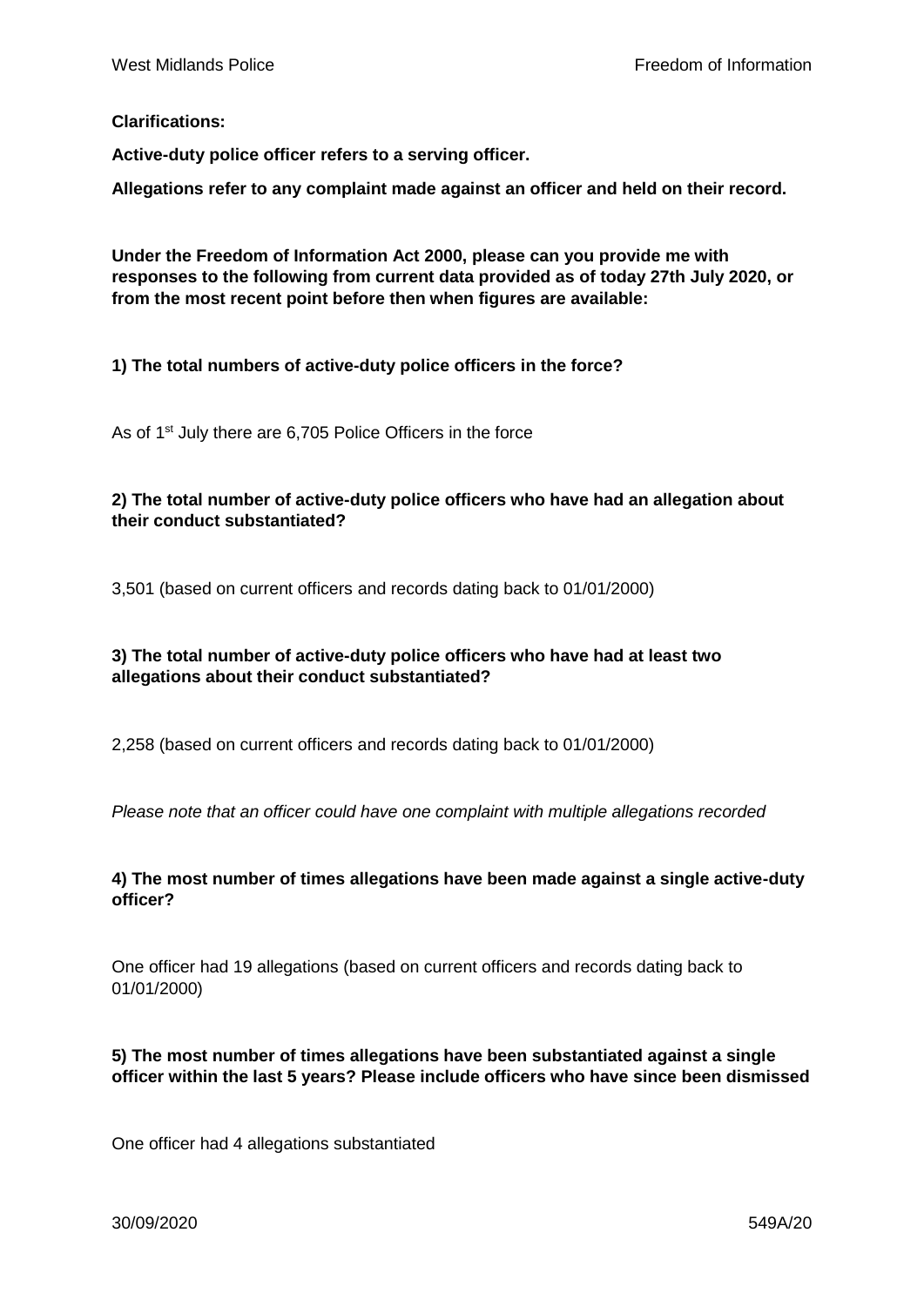**Clarifications:**

**Active-duty police officer refers to a serving officer.**

**Allegations refer to any complaint made against an officer and held on their record.**

**Under the Freedom of Information Act 2000, please can you provide me with responses to the following from current data provided as of today 27th July 2020, or from the most recent point before then when figures are available:**

**1) The total numbers of active-duty police officers in the force?**

As of 1st July there are 6,705 Police Officers in the force

**2) The total number of active-duty police officers who have had an allegation about their conduct substantiated?**

3,501 (based on current officers and records dating back to 01/01/2000)

**3) The total number of active-duty police officers who have had at least two allegations about their conduct substantiated?**

2,258 (based on current officers and records dating back to 01/01/2000)

*Please note that an officer could have one complaint with multiple allegations recorded*

**4) The most number of times allegations have been made against a single active-duty officer?**

One officer had 19 allegations (based on current officers and records dating back to 01/01/2000)

**5) The most number of times allegations have been substantiated against a single officer within the last 5 years? Please include officers who have since been dismissed**

One officer had 4 allegations substantiated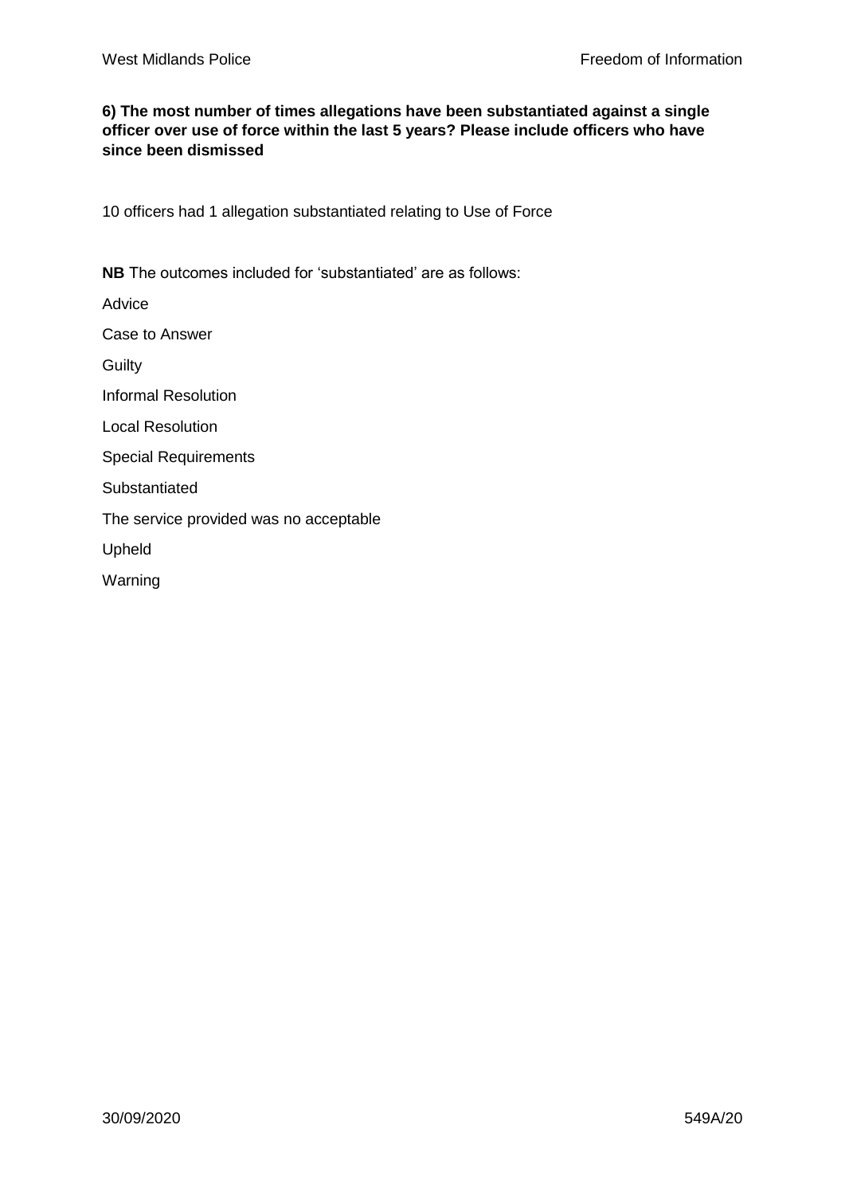**6) The most number of times allegations have been substantiated against a single officer over use of force within the last 5 years? Please include officers who have since been dismissed**

10 officers had 1 allegation substantiated relating to Use of Force

**NB** The outcomes included for 'substantiated' are as follows:

Advice

Case to Answer

Guilty

Informal Resolution

Local Resolution

Special Requirements

Substantiated

The service provided was no acceptable

Upheld

Warning